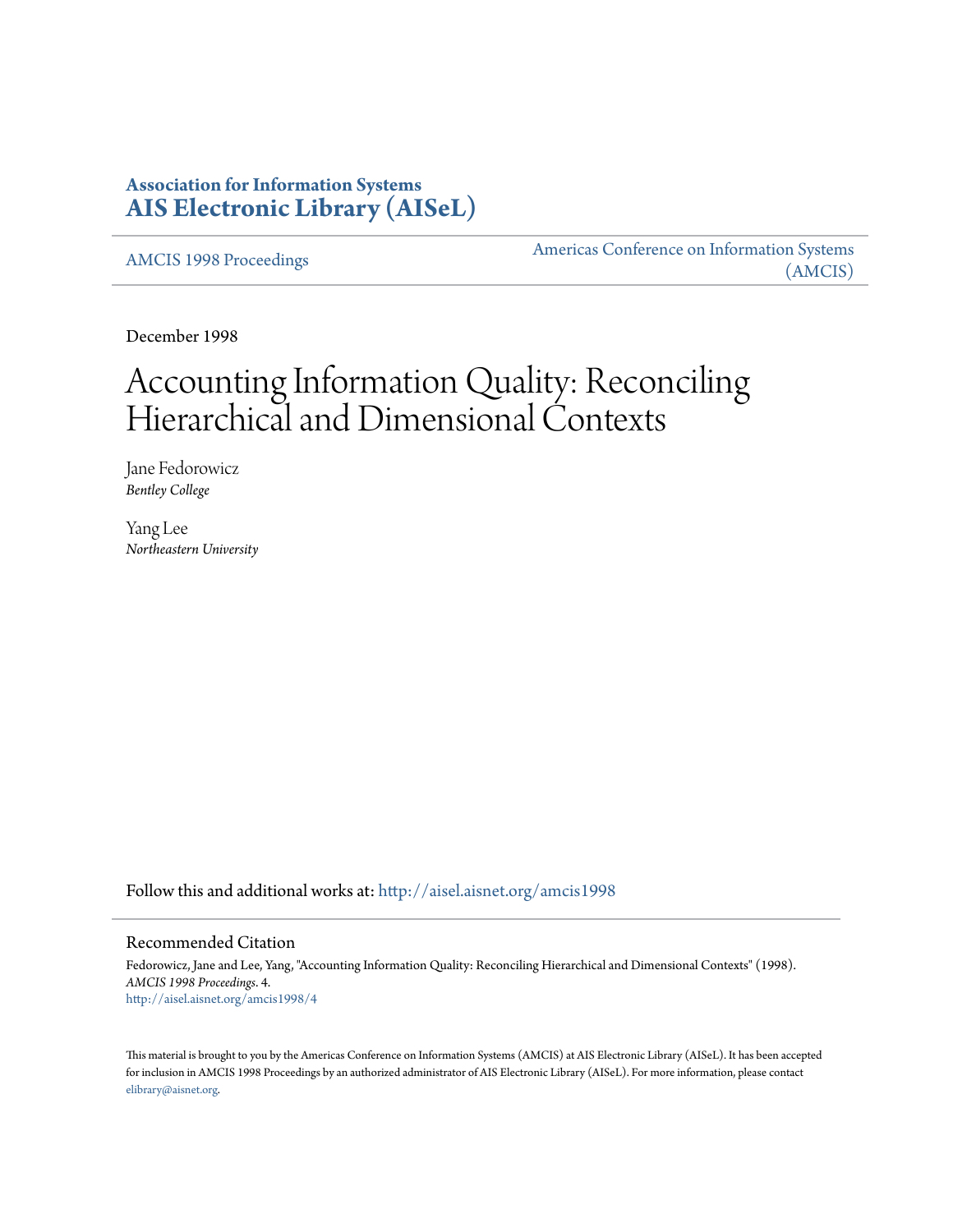**Association for Information Systems**
**AIS Electronic Library (AISeL)**

AMCIS 1998 Proceedings | Americas Conference on Information Systems (AMCIS)

December 1998

# Accounting Information Quality: Reconciling Hierarchical and Dimensional Contexts

Jane Fedorowicz
*Bentley College*

Yang Lee
*Northeastern University*

Follow this and additional works at: http://aisel.aisnet.org/amcis1998

## Recommended Citation

Fedorowicz, Jane and Lee, Yang, "Accounting Information Quality: Reconciling Hierarchical and Dimensional Contexts" (1998). *AMCIS 1998 Proceedings*. 4.
http://aisel.aisnet.org/amcis1998/4

This material is brought to you by the Americas Conference on Information Systems (AMCIS) at AIS Electronic Library (AISeL). It has been accepted for inclusion in AMCIS 1998 Proceedings by an authorized administrator of AIS Electronic Library (AISeL). For more information, please contact elibrary@aisnet.org.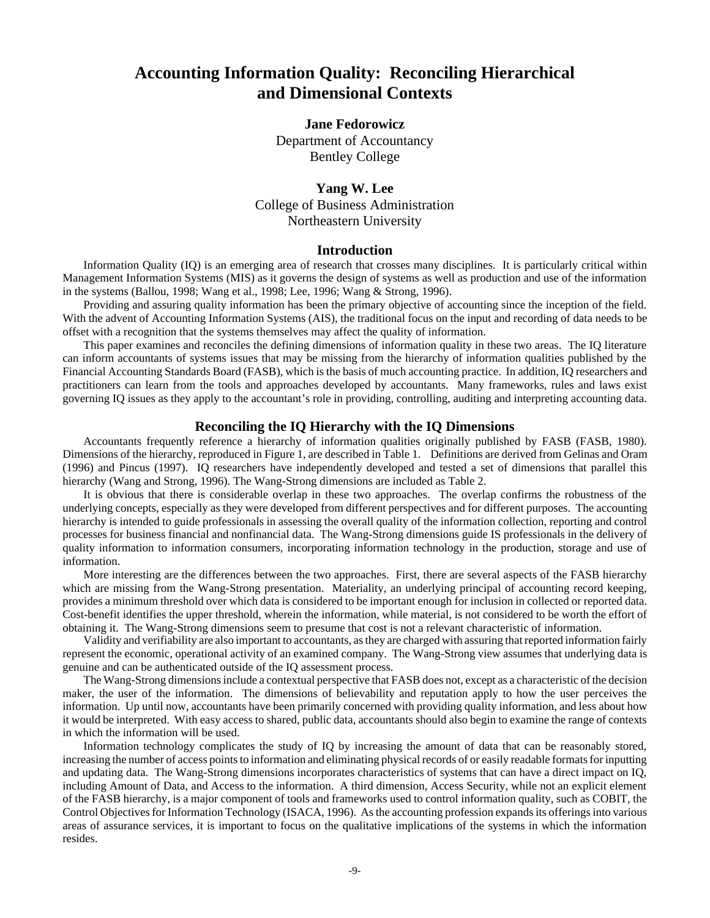# Accounting Information Quality: Reconciling Hierarchical and Dimensional Contexts

**Jane Fedorowicz**
Department of Accountancy
Bentley College

**Yang W. Lee**
College of Business Administration
Northeastern University

## Introduction

Information Quality (IQ) is an emerging area of research that crosses many disciplines. It is particularly critical within Management Information Systems (MIS) as it governs the design of systems as well as production and use of the information in the systems (Ballou, 1998; Wang et al., 1998; Lee, 1996; Wang & Strong, 1996).

Providing and assuring quality information has been the primary objective of accounting since the inception of the field. With the advent of Accounting Information Systems (AIS), the traditional focus on the input and recording of data needs to be offset with a recognition that the systems themselves may affect the quality of information.

This paper examines and reconciles the defining dimensions of information quality in these two areas. The IQ literature can inform accountants of systems issues that may be missing from the hierarchy of information qualities published by the Financial Accounting Standards Board (FASB), which is the basis of much accounting practice. In addition, IQ researchers and practitioners can learn from the tools and approaches developed by accountants. Many frameworks, rules and laws exist governing IQ issues as they apply to the accountant's role in providing, controlling, auditing and interpreting accounting data.

## Reconciling the IQ Hierarchy with the IQ Dimensions

Accountants frequently reference a hierarchy of information qualities originally published by FASB (FASB, 1980). Dimensions of the hierarchy, reproduced in Figure 1, are described in Table 1. Definitions are derived from Gelinas and Oram (1996) and Pincus (1997). IQ researchers have independently developed and tested a set of dimensions that parallel this hierarchy (Wang and Strong, 1996). The Wang-Strong dimensions are included as Table 2.

It is obvious that there is considerable overlap in these two approaches. The overlap confirms the robustness of the underlying concepts, especially as they were developed from different perspectives and for different purposes. The accounting hierarchy is intended to guide professionals in assessing the overall quality of the information collection, reporting and control processes for business financial and nonfinancial data. The Wang-Strong dimensions guide IS professionals in the delivery of quality information to information consumers, incorporating information technology in the production, storage and use of information.

More interesting are the differences between the two approaches. First, there are several aspects of the FASB hierarchy which are missing from the Wang-Strong presentation. Materiality, an underlying principal of accounting record keeping, provides a minimum threshold over which data is considered to be important enough for inclusion in collected or reported data. Cost-benefit identifies the upper threshold, wherein the information, while material, is not considered to be worth the effort of obtaining it. The Wang-Strong dimensions seem to presume that cost is not a relevant characteristic of information.

Validity and verifiability are also important to accountants, as they are charged with assuring that reported information fairly represent the economic, operational activity of an examined company. The Wang-Strong view assumes that underlying data is genuine and can be authenticated outside of the IQ assessment process.

The Wang-Strong dimensions include a contextual perspective that FASB does not, except as a characteristic of the decision maker, the user of the information. The dimensions of believability and reputation apply to how the user perceives the information. Up until now, accountants have been primarily concerned with providing quality information, and less about how it would be interpreted. With easy access to shared, public data, accountants should also begin to examine the range of contexts in which the information will be used.

Information technology complicates the study of IQ by increasing the amount of data that can be reasonably stored, increasing the number of access points to information and eliminating physical records of or easily readable formats for inputting and updating data. The Wang-Strong dimensions incorporates characteristics of systems that can have a direct impact on IQ, including Amount of Data, and Access to the information. A third dimension, Access Security, while not an explicit element of the FASB hierarchy, is a major component of tools and frameworks used to control information quality, such as COBIT, the Control Objectives for Information Technology (ISACA, 1996). As the accounting profession expands its offerings into various areas of assurance services, it is important to focus on the qualitative implications of the systems in which the information resides.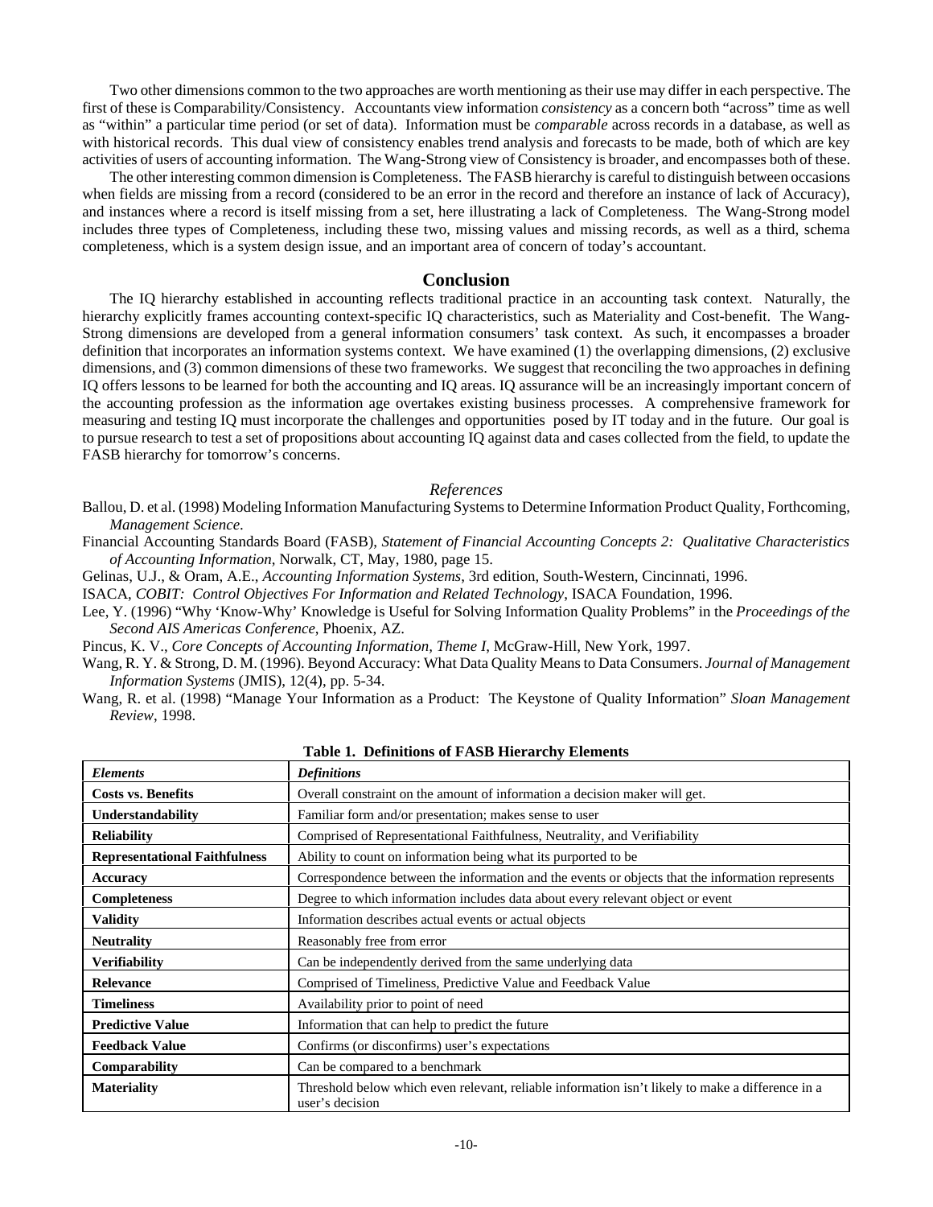Two other dimensions common to the two approaches are worth mentioning as their use may differ in each perspective. The first of these is Comparability/Consistency. Accountants view information *consistency* as a concern both "across" time as well as "within" a particular time period (or set of data). Information must be *comparable* across records in a database, as well as with historical records. This dual view of consistency enables trend analysis and forecasts to be made, both of which are key activities of users of accounting information. The Wang-Strong view of Consistency is broader, and encompasses both of these.

The other interesting common dimension is Completeness. The FASB hierarchy is careful to distinguish between occasions when fields are missing from a record (considered to be an error in the record and therefore an instance of lack of Accuracy), and instances where a record is itself missing from a set, here illustrating a lack of Completeness. The Wang-Strong model includes three types of Completeness, including these two, missing values and missing records, as well as a third, schema completeness, which is a system design issue, and an important area of concern of today's accountant.

## Conclusion

The IQ hierarchy established in accounting reflects traditional practice in an accounting task context. Naturally, the hierarchy explicitly frames accounting context-specific IQ characteristics, such as Materiality and Cost-benefit. The Wang-Strong dimensions are developed from a general information consumers' task context. As such, it encompasses a broader definition that incorporates an information systems context. We have examined (1) the overlapping dimensions, (2) exclusive dimensions, and (3) common dimensions of these two frameworks. We suggest that reconciling the two approaches in defining IQ offers lessons to be learned for both the accounting and IQ areas. IQ assurance will be an increasingly important concern of the accounting profession as the information age overtakes existing business processes. A comprehensive framework for measuring and testing IQ must incorporate the challenges and opportunities posed by IT today and in the future. Our goal is to pursue research to test a set of propositions about accounting IQ against data and cases collected from the field, to update the FASB hierarchy for tomorrow's concerns.

### *References*

Ballou, D. et al. (1998) Modeling Information Manufacturing Systems to Determine Information Product Quality, Forthcoming, *Management Science*.

Financial Accounting Standards Board (FASB), *Statement of Financial Accounting Concepts 2: Qualitative Characteristics of Accounting Information*, Norwalk, CT, May, 1980, page 15.

Gelinas, U.J., & Oram, A.E., *Accounting Information Systems*, 3rd edition, South-Western, Cincinnati, 1996.

ISACA, *COBIT: Control Objectives For Information and Related Technology*, ISACA Foundation, 1996.

Lee, Y. (1996) "Why 'Know-Why' Knowledge is Useful for Solving Information Quality Problems" in the *Proceedings of the Second AIS Americas Conference*, Phoenix, AZ.

Pincus, K. V., *Core Concepts of Accounting Information, Theme I*, McGraw-Hill, New York, 1997.

Wang, R. Y. & Strong, D. M. (1996). Beyond Accuracy: What Data Quality Means to Data Consumers. *Journal of Management Information Systems* (JMIS), 12(4), pp. 5-34.

Wang, R. et al. (1998) "Manage Your Information as a Product: The Keystone of Quality Information" *Sloan Management Review*, 1998.

**Table 1. Definitions of FASB Hierarchy Elements**

| ***Elements*** | ***Definitions*** |
|---|---|
| **Costs vs. Benefits** | Overall constraint on the amount of information a decision maker will get. |
| **Understandability** | Familiar form and/or presentation; makes sense to user |
| **Reliability** | Comprised of Representational Faithfulness, Neutrality, and Verifiability |
| **Representational Faithfulness** | Ability to count on information being what its purported to be |
| **Accuracy** | Correspondence between the information and the events or objects that the information represents |
| **Completeness** | Degree to which information includes data about every relevant object or event |
| **Validity** | Information describes actual events or actual objects |
| **Neutrality** | Reasonably free from error |
| **Verifiability** | Can be independently derived from the same underlying data |
| **Relevance** | Comprised of Timeliness, Predictive Value and Feedback Value |
| **Timeliness** | Availability prior to point of need |
| **Predictive Value** | Information that can help to predict the future |
| **Feedback Value** | Confirms (or disconfirms) user's expectations |
| **Comparability** | Can be compared to a benchmark |
| **Materiality** | Threshold below which even relevant, reliable information isn't likely to make a difference in a user's decision |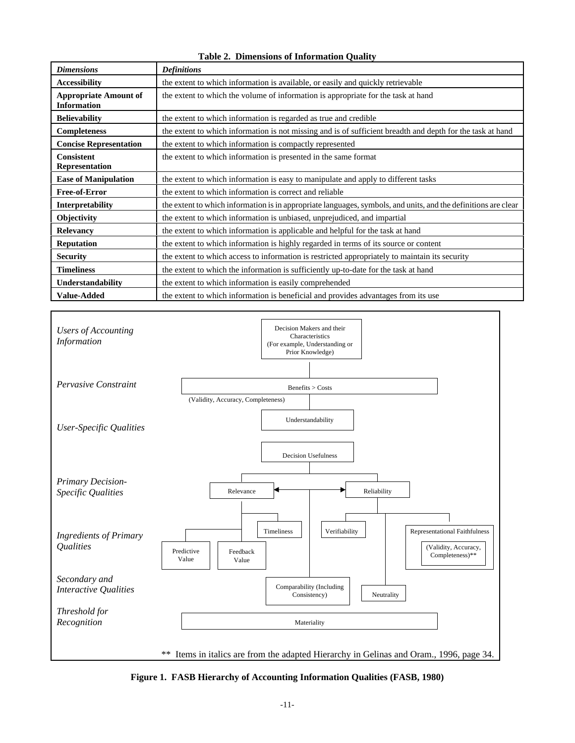**Table 2. Dimensions of Information Quality**

| *Dimensions* | *Definitions* |
|---|---|
| **Accessibility** | the extent to which information is available, or easily and quickly retrievable |
| **Appropriate Amount of Information** | the extent to which the volume of information is appropriate for the task at hand |
| **Believability** | the extent to which information is regarded as true and credible |
| **Completeness** | the extent to which information is not missing and is of sufficient breadth and depth for the task at hand |
| **Concise Representation** | the extent to which information is compactly represented |
| **Consistent Representation** | the extent to which information is presented in the same format |
| **Ease of Manipulation** | the extent to which information is easy to manipulate and apply to different tasks |
| **Free-of-Error** | the extent to which information is correct and reliable |
| **Interpretability** | the extent to which information is in appropriate languages, symbols, and units, and the definitions are clear |
| **Objectivity** | the extent to which information is unbiased, unprejudiced, and impartial |
| **Relevancy** | the extent to which information is applicable and helpful for the task at hand |
| **Reputation** | the extent to which information is highly regarded in terms of its source or content |
| **Security** | the extent to which access to information is restricted appropriately to maintain its security |
| **Timeliness** | the extent to which the information is sufficiently up-to-date for the task at hand |
| **Understandability** | the extent to which information is easily comprehended |
| **Value-Added** | the extent to which information is beneficial and provides advantages from its use |

*Users of Accounting Information*

Decision Makers and their Characteristics (For example, Understanding or Prior Knowledge)

*Pervasive Constraint*

Benefits > Costs

(Validity, Accuracy, Completeness)

*User-Specific Qualities*

Understandability

Decision Usefulness

*Primary Decision-Specific Qualities*

Relevance

Reliability

*Ingredients of Primary Qualities*

Timeliness

Verifiability

Representational Faithfulness

(Validity, Accuracy, Completeness)**

Predictive Value

Feedback Value

*Secondary and Interactive Qualities*

Comparability (Including Consistency)

Neutrality

*Threshold for Recognition*

Materiality

** Items in italics are from the adapted Hierarchy in Gelinas and Oram., 1996, page 34.

**Figure 1. FASB Hierarchy of Accounting Information Qualities (FASB, 1980)**